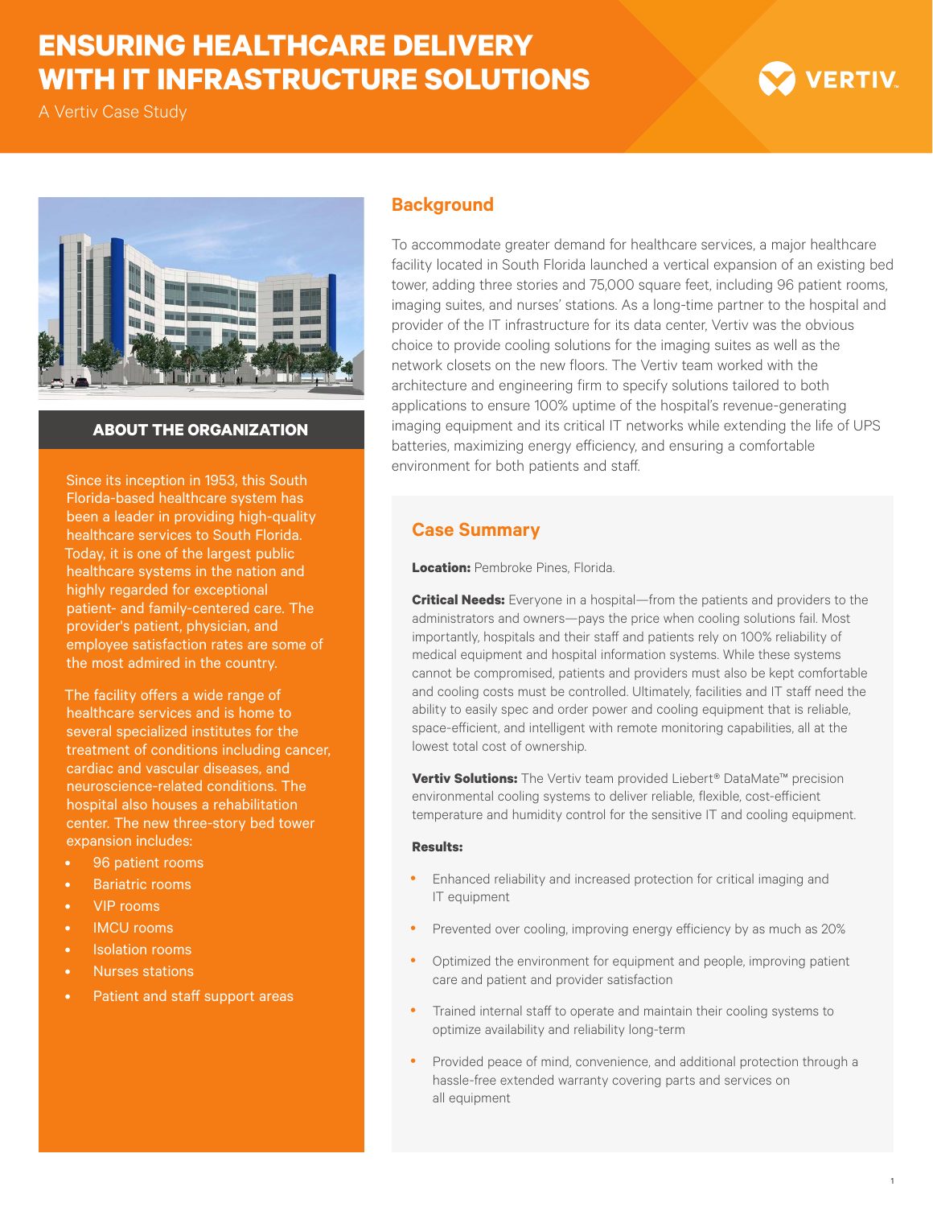# ENSURING HEALTHCARE DELIVERY WITH IT INFRASTRUCTURE SOLUTIONS

A Vertiv Case Study

VERTIV

### ABOUT THE ORGANIZATION

Since its inception in 1953, this South Florida-based healthcare system has been a leader in providing high-quality healthcare services to South Florida. Today, it is one of the largest public healthcare systems in the nation and highly regarded for exceptional patient- and family-centered care. The provider's patient, physician, and employee satisfaction rates are some of the most admired in the country.

The facility offers a wide range of healthcare services and is home to several specialized institutes for the treatment of conditions including cancer, cardiac and vascular diseases, and neuroscience-related conditions. The hospital also houses a rehabilitation center. The new three-story bed tower expansion includes:

- 96 patient rooms
- Bariatric rooms
- VIP rooms
- IMCU rooms
- Isolation rooms
- Nurses stations
- Patient and staff support areas

## Background

To accommodate greater demand for healthcare services, a major healthcare facility located in South Florida launched a vertical expansion of an existing bed tower, adding three stories and 75,000 square feet, including 96 patient rooms, imaging suites, and nurses' stations. As a long-time partner to the hospital and provider of the IT infrastructure for its data center, Vertiv was the obvious choice to provide cooling solutions for the imaging suites as well as the network closets on the new floors. The Vertiv team worked with the architecture and engineering firm to specify solutions tailored to both applications to ensure 100% uptime of the hospital's revenue-generating imaging equipment and its critical IT networks while extending the life of UPS batteries, maximizing energy efficiency, and ensuring a comfortable environment for both patients and staff.

## Case Summary

**Location:** Pembroke Pines, Florida.

**Critical Needs:** Everyone in a hospital—from the patients and providers to the administrators and owners—pays the price when cooling solutions fail. Most importantly, hospitals and their staff and patients rely on 100% reliability of medical equipment and hospital information systems. While these systems cannot be compromised, patients and providers must also be kept comfortable and cooling costs must be controlled. Ultimately, facilities and IT staff need the ability to easily spec and order power and cooling equipment that is reliable, space-efficient, and intelligent with remote monitoring capabilities, all at the lowest total cost of ownership.

**Vertiv Solutions:** The Vertiv team provided Liebert® DataMate™ precision environmental cooling systems to deliver reliable, flexible, cost-efficient temperature and humidity control for the sensitive IT and cooling equipment.

**Results:**

- Enhanced reliability and increased protection for critical imaging and IT equipment
- Prevented over cooling, improving energy efficiency by as much as 20%
- Optimized the environment for equipment and people, improving patient care and patient and provider satisfaction
- Trained internal staff to operate and maintain their cooling systems to optimize availability and reliability long-term
- Provided peace of mind, convenience, and additional protection through a hassle-free extended warranty covering parts and services on all equipment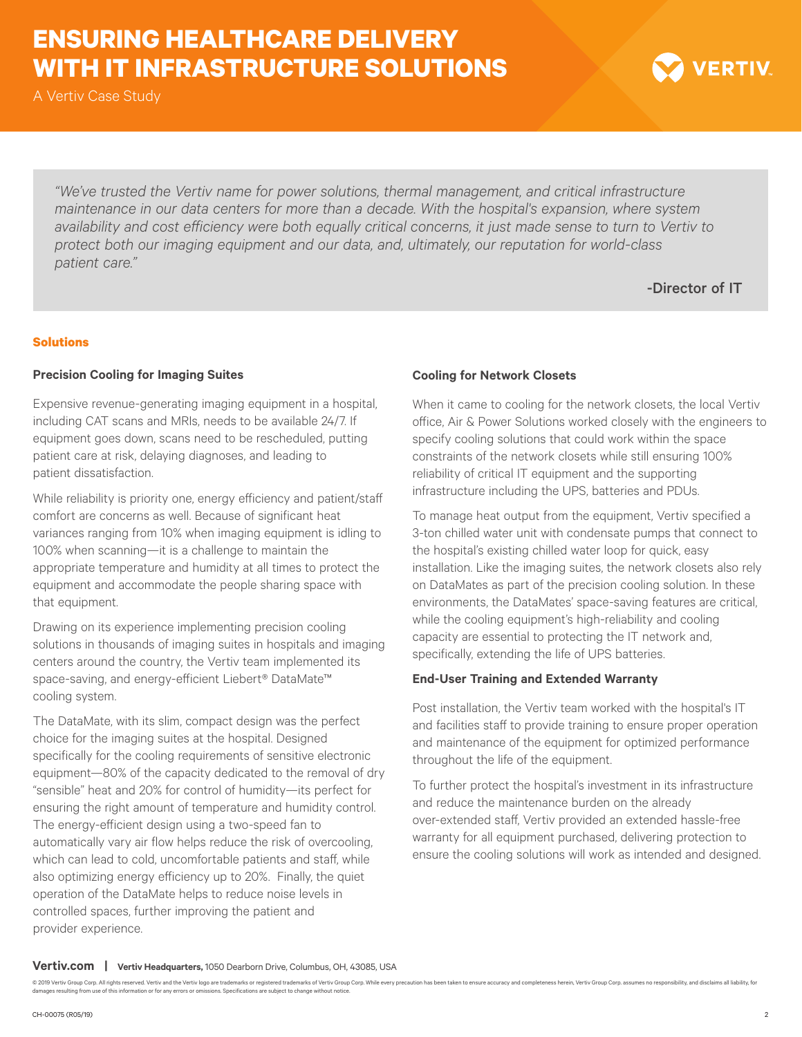# ENSURING HEALTHCARE DELIVERY WITH IT INFRASTRUCTURE SOLUTIONS

A Vertiv Case Study

> *"We've trusted the Vertiv name for power solutions, thermal management, and critical infrastructure maintenance in our data centers for more than a decade. With the hospital's expansion, where system availability and cost efficiency were both equally critical concerns, it just made sense to turn to Vertiv to protect both our imaging equipment and our data, and, ultimately, our reputation for world-class patient care."*
>
> -Director of IT

## Solutions

### Precision Cooling for Imaging Suites

Expensive revenue-generating imaging equipment in a hospital, including CAT scans and MRIs, needs to be available 24/7. If equipment goes down, scans need to be rescheduled, putting patient care at risk, delaying diagnoses, and leading to patient dissatisfaction.

While reliability is priority one, energy efficiency and patient/staff comfort are concerns as well. Because of significant heat variances ranging from 10% when imaging equipment is idling to 100% when scanning—it is a challenge to maintain the appropriate temperature and humidity at all times to protect the equipment and accommodate the people sharing space with that equipment.

Drawing on its experience implementing precision cooling solutions in thousands of imaging suites in hospitals and imaging centers around the country, the Vertiv team implemented its space-saving, and energy-efficient Liebert® DataMate™ cooling system.

The DataMate, with its slim, compact design was the perfect choice for the imaging suites at the hospital. Designed specifically for the cooling requirements of sensitive electronic equipment—80% of the capacity dedicated to the removal of dry "sensible" heat and 20% for control of humidity—its perfect for ensuring the right amount of temperature and humidity control. The energy-efficient design using a two-speed fan to automatically vary air flow helps reduce the risk of overcooling, which can lead to cold, uncomfortable patients and staff, while also optimizing energy efficiency up to 20%. Finally, the quiet operation of the DataMate helps to reduce noise levels in controlled spaces, further improving the patient and provider experience.

### Cooling for Network Closets

When it came to cooling for the network closets, the local Vertiv office, Air & Power Solutions worked closely with the engineers to specify cooling solutions that could work within the space constraints of the network closets while still ensuring 100% reliability of critical IT equipment and the supporting infrastructure including the UPS, batteries and PDUs.

To manage heat output from the equipment, Vertiv specified a 3-ton chilled water unit with condensate pumps that connect to the hospital's existing chilled water loop for quick, easy installation. Like the imaging suites, the network closets also rely on DataMates as part of the precision cooling solution. In these environments, the DataMates' space-saving features are critical, while the cooling equipment's high-reliability and cooling capacity are essential to protecting the IT network and, specifically, extending the life of UPS batteries.

### End-User Training and Extended Warranty

Post installation, the Vertiv team worked with the hospital's IT and facilities staff to provide training to ensure proper operation and maintenance of the equipment for optimized performance throughout the life of the equipment.

To further protect the hospital's investment in its infrastructure and reduce the maintenance burden on the already over-extended staff, Vertiv provided an extended hassle-free warranty for all equipment purchased, delivering protection to ensure the cooling solutions will work as intended and designed.

**Vertiv.com** | **Vertiv Headquarters,** 1050 Dearborn Drive, Columbus, OH, 43085, USA

© 2019 Vertiv Group Corp. All rights reserved. Vertiv and the Vertiv logo are trademarks or registered trademarks of Vertiv Group Corp. While every precaution has been taken to ensure accuracy and completeness herein, Vertiv Group Corp. assumes no responsibility, and disclaims all liability, for damages resulting from use of this information or for any errors or omissions. Specifications are subject to change without notice.

CH-00075 (R05/19)